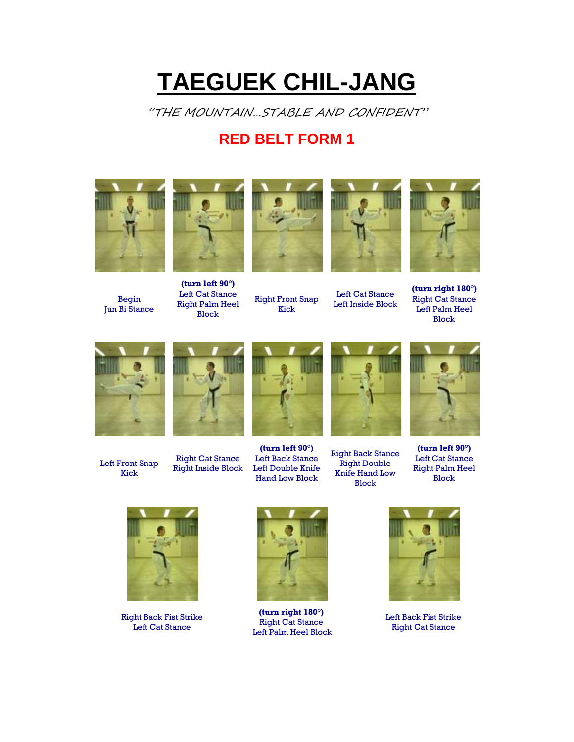# TAEGUEK CHIL-JANG

*"THE MOUNTAIN…STABLE AND CONFIDENT"*

## RED BELT FORM 1

Begin
Jun Bi Stance

**(turn left 90°)**
Left Cat Stance
Right Palm Heel Block

Right Front Snap Kick

Left Cat Stance
Left Inside Block

**(turn right 180°)**
Right Cat Stance
Left Palm Heel Block

Left Front Snap Kick

Right Cat Stance
Right Inside Block

**(turn left 90°)**
Left Back Stance
Left Double Knife Hand Low Block

Right Back Stance
Right Double Knife Hand Low Block

**(turn left 90°)**
Left Cat Stance
Right Palm Heel Block

Right Back Fist Strike
Left Cat Stance

**(turn right 180°)**
Right Cat Stance
Left Palm Heel Block

Left Back Fist Strike
Right Cat Stance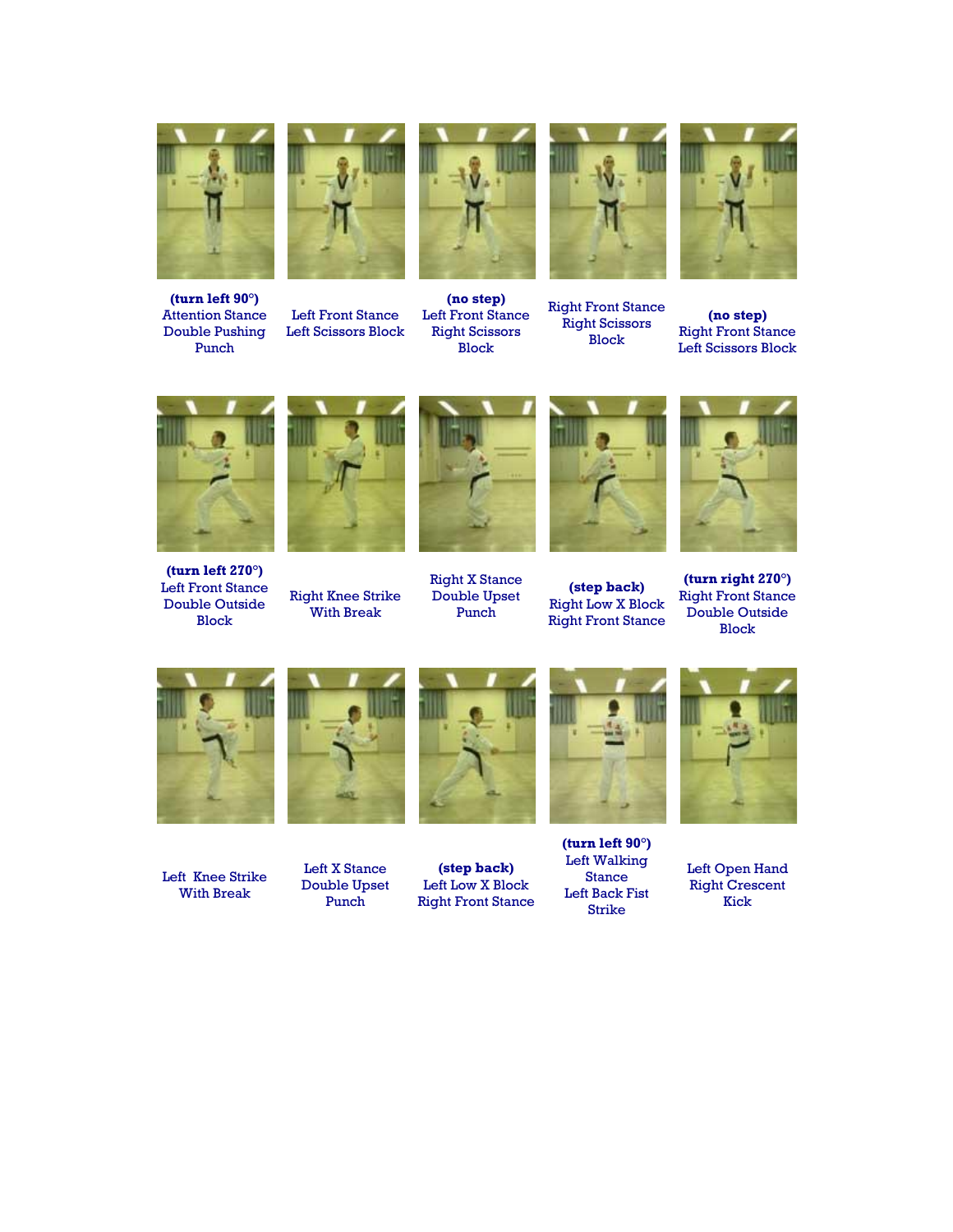**(turn left 90°)**
Attention Stance
Double Pushing
Punch

Left Front Stance
Left Scissors Block

**(no step)**
Left Front Stance
Right Scissors
Block

Right Front Stance
Right Scissors
Block

**(no step)**
Right Front Stance
Left Scissors Block

**(turn left 270°)**
Left Front Stance
Double Outside
Block

Right Knee Strike
With Break

Right X Stance
Double Upset
Punch

**(step back)**
Right Low X Block
Right Front Stance

**(turn right 270°)**
Right Front Stance
Double Outside
Block

Left Knee Strike
With Break

Left X Stance
Double Upset
Punch

**(step back)**
Left Low X Block
Right Front Stance

**(turn left 90°)**
Left Walking
Stance
Left Back Fist
Strike

Left Open Hand
Right Crescent
Kick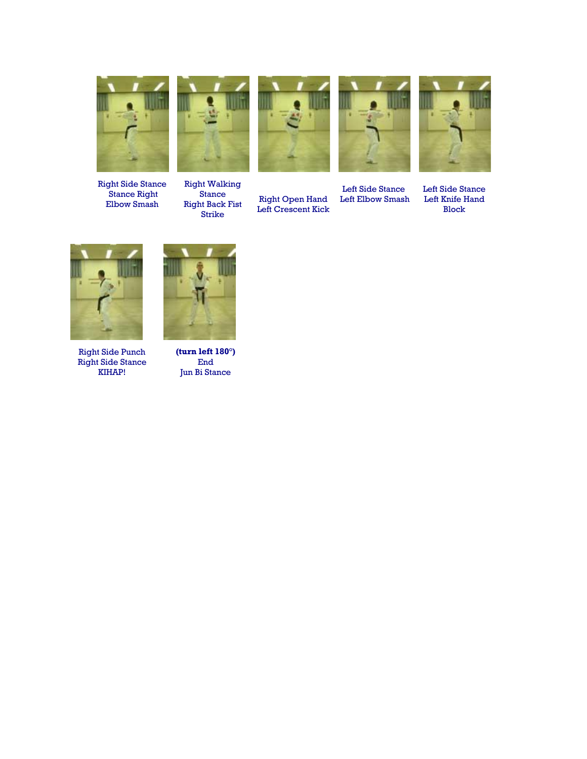Right Side Stance
Stance Right
Elbow Smash

Right Walking
Stance
Right Back Fist
Strike

Right Open Hand
Left Crescent Kick

Left Side Stance
Left Elbow Smash

Left Side Stance
Left Knife Hand
Block

Right Side Punch
Right Side Stance
KIHAP!

**(turn left 180°)**
End
Jun Bi Stance